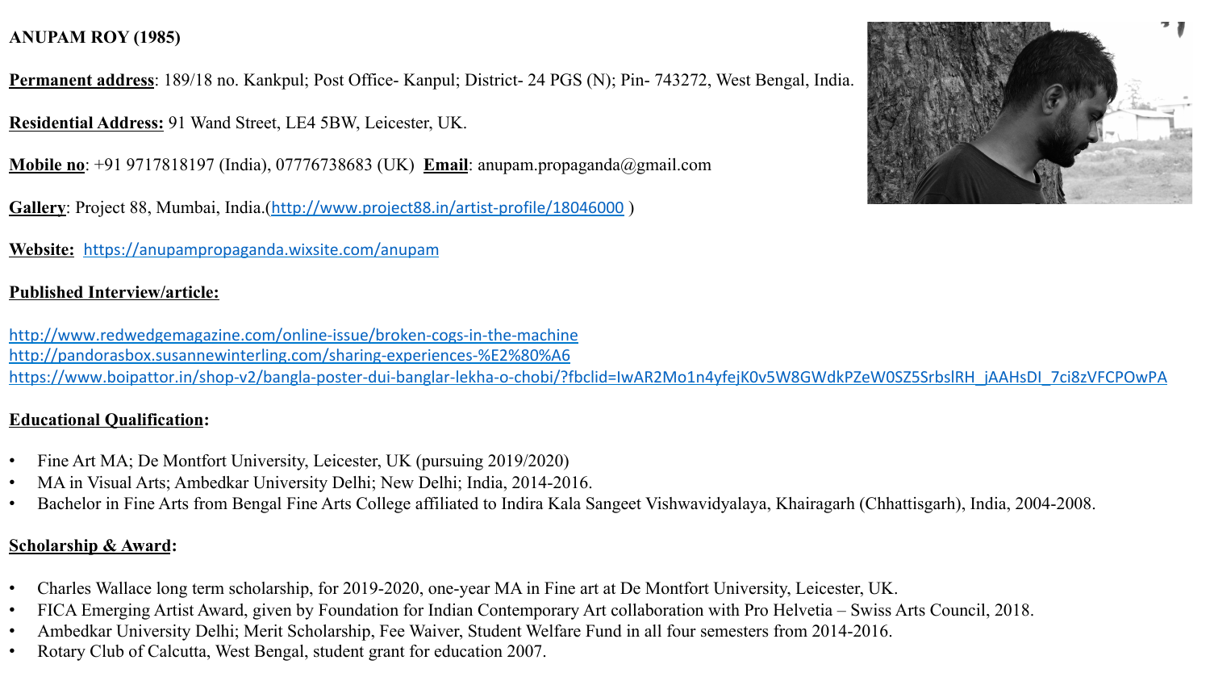**ANUPAM ROY (1985)**

**Permanent address**: 189/18 no. Kankpul; Post Office- Kanpul; District- 24 PGS (N); Pin- 743272, West Bengal, India.

**Residential Address:** 91 Wand Street, LE4 5BW, Leicester, UK.

**Mobile no**: +91 9717818197 (India), 07776738683 (UK) **Email**: anupam.propaganda@gmail.com

**Gallery**: Project 88, Mumbai, India.(http://www.project88.in/artist-profile/18046000 )

**Website:** https://anupampropaganda.wixsite.com/anupam

**Published Interview/article:**

http://www.redwedgemagazine.com/online-issue/broken-cogs-in-the-machine
http://pandorasbox.susannewinterling.com/sharing-experiences-%E2%80%A6
https://www.boipattor.in/shop-v2/bangla-poster-dui-banglar-lekha-o-chobi/?fbclid=IwAR2Mo1n4yfejK0v5W8GWdkPZeW0SZ5SrbslRH_jAAHsDI_7ci8zVFCPOwPA

**Educational Qualification:**

- Fine Art MA; De Montfort University, Leicester, UK (pursuing 2019/2020)
- MA in Visual Arts; Ambedkar University Delhi; New Delhi; India, 2014-2016.
- Bachelor in Fine Arts from Bengal Fine Arts College affiliated to Indira Kala Sangeet Vishwavidyalaya, Khairagarh (Chhattisgarh), India, 2004-2008.

**Scholarship & Award:**

- Charles Wallace long term scholarship, for 2019-2020, one-year MA in Fine art at De Montfort University, Leicester, UK.
- FICA Emerging Artist Award, given by Foundation for Indian Contemporary Art collaboration with Pro Helvetia – Swiss Arts Council, 2018.
- Ambedkar University Delhi; Merit Scholarship, Fee Waiver, Student Welfare Fund in all four semesters from 2014-2016.
- Rotary Club of Calcutta, West Bengal, student grant for education 2007.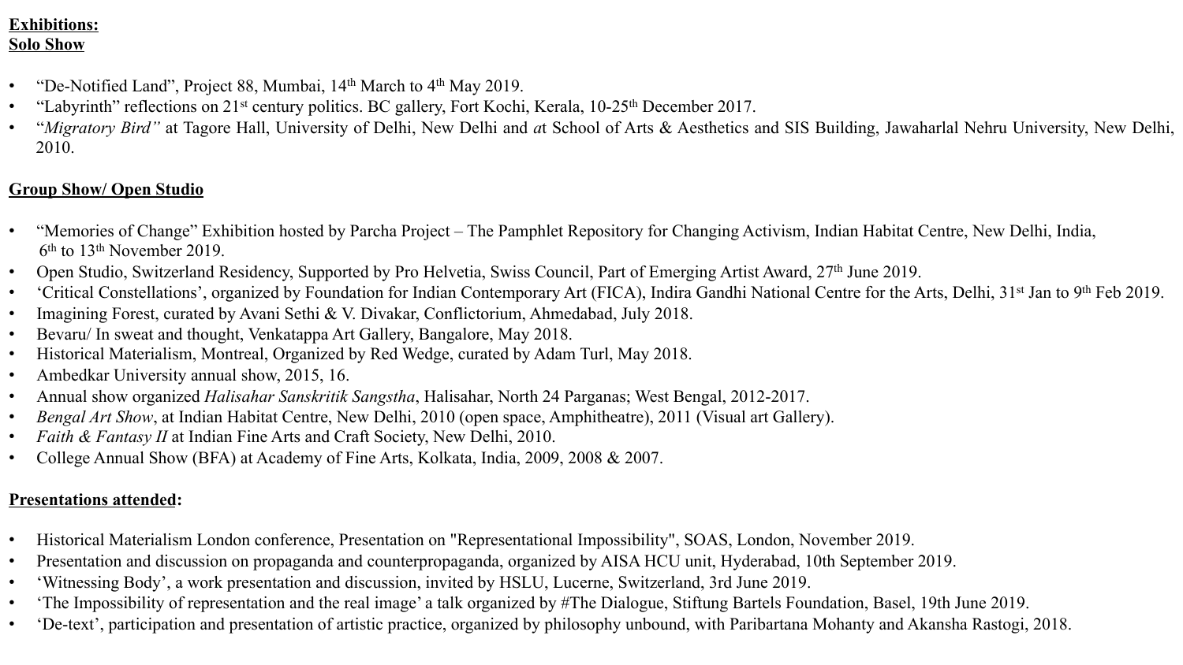**Exhibitions:**
**Solo Show**

- "De-Notified Land", Project 88, Mumbai, 14th March to 4th May 2019.
- "Labyrinth" reflections on 21st century politics. BC gallery, Fort Kochi, Kerala, 10-25th December 2017.
- "*Migratory Bird"* at Tagore Hall, University of Delhi, New Delhi and *a*t School of Arts & Aesthetics and SIS Building, Jawaharlal Nehru University, New Delhi, 2010.

**Group Show/ Open Studio**

- "Memories of Change" Exhibition hosted by Parcha Project – The Pamphlet Repository for Changing Activism, Indian Habitat Centre, New Delhi, India, 6th to 13th November 2019.
- Open Studio, Switzerland Residency, Supported by Pro Helvetia, Swiss Council, Part of Emerging Artist Award, 27th June 2019.
- 'Critical Constellations', organized by Foundation for Indian Contemporary Art (FICA), Indira Gandhi National Centre for the Arts, Delhi, 31st Jan to 9th Feb 2019.
- Imagining Forest, curated by Avani Sethi & V. Divakar, Conflictorium, Ahmedabad, July 2018.
- Bevaru/ In sweat and thought, Venkatappa Art Gallery, Bangalore, May 2018.
- Historical Materialism, Montreal, Organized by Red Wedge, curated by Adam Turl, May 2018.
- Ambedkar University annual show, 2015, 16.
- Annual show organized *Halisahar Sanskritik Sangstha*, Halisahar, North 24 Parganas; West Bengal, 2012-2017.
- *Bengal Art Show*, at Indian Habitat Centre, New Delhi, 2010 (open space, Amphitheatre), 2011 (Visual art Gallery).
- *Faith & Fantasy II* at Indian Fine Arts and Craft Society, New Delhi, 2010.
- College Annual Show (BFA) at Academy of Fine Arts, Kolkata, India, 2009, 2008 & 2007.

**Presentations attended:**

- Historical Materialism London conference, Presentation on "Representational Impossibility", SOAS, London, November 2019.
- Presentation and discussion on propaganda and counterpropaganda, organized by AISA HCU unit, Hyderabad, 10th September 2019.
- 'Witnessing Body', a work presentation and discussion, invited by HSLU, Lucerne, Switzerland, 3rd June 2019.
- 'The Impossibility of representation and the real image' a talk organized by #The Dialogue, Stiftung Bartels Foundation, Basel, 19th June 2019.
- 'De-text', participation and presentation of artistic practice, organized by philosophy unbound, with Paribartana Mohanty and Akansha Rastogi, 2018.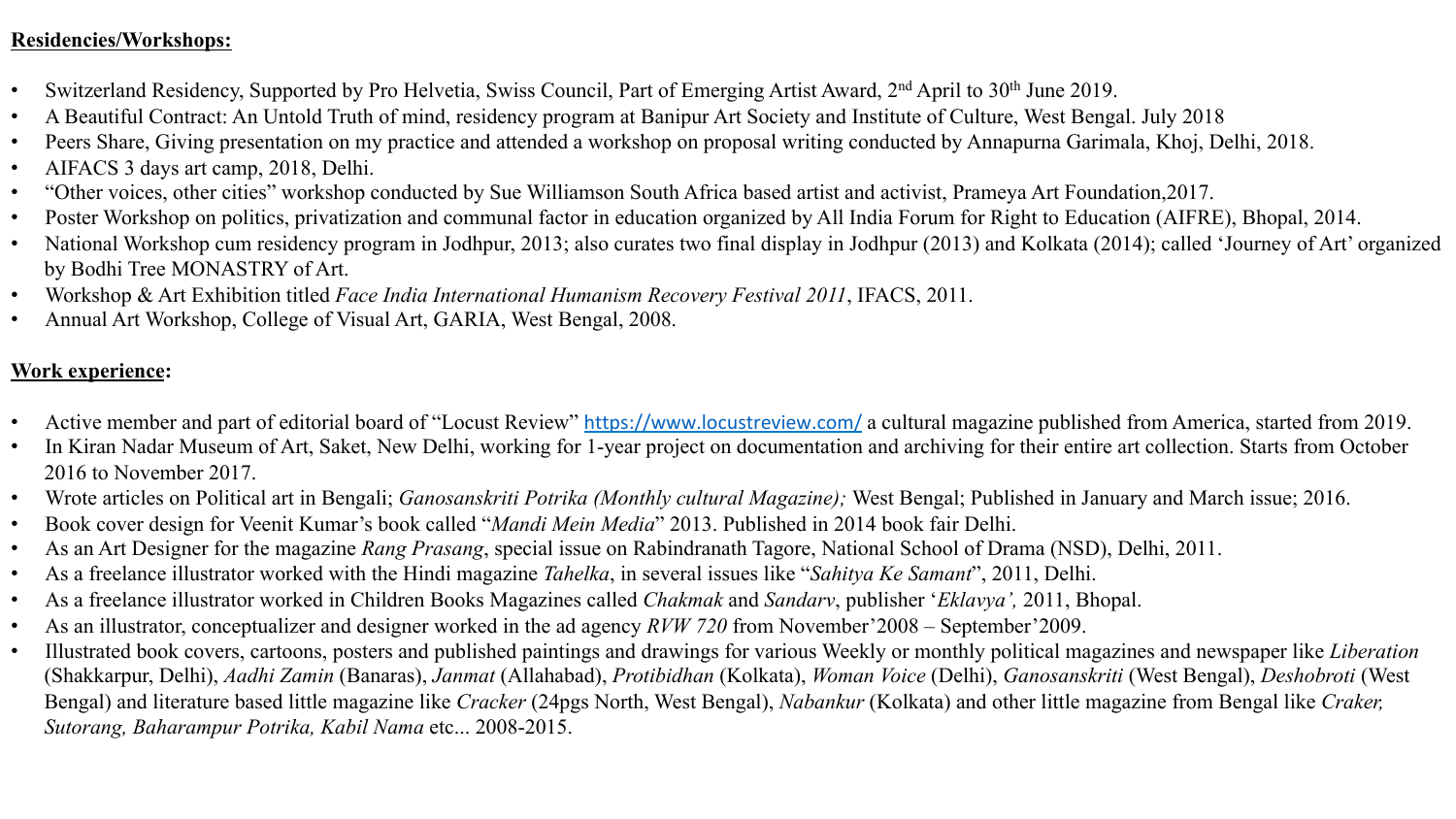**Residencies/Workshops:**

- Switzerland Residency, Supported by Pro Helvetia, Swiss Council, Part of Emerging Artist Award, 2nd April to 30th June 2019.
- A Beautiful Contract: An Untold Truth of mind, residency program at Banipur Art Society and Institute of Culture, West Bengal. July 2018
- Peers Share, Giving presentation on my practice and attended a workshop on proposal writing conducted by Annapurna Garimala, Khoj, Delhi, 2018.
- AIFACS 3 days art camp, 2018, Delhi.
- "Other voices, other cities" workshop conducted by Sue Williamson South Africa based artist and activist, Prameya Art Foundation,2017.
- Poster Workshop on politics, privatization and communal factor in education organized by All India Forum for Right to Education (AIFRE), Bhopal, 2014.
- National Workshop cum residency program in Jodhpur, 2013; also curates two final display in Jodhpur (2013) and Kolkata (2014); called 'Journey of Art' organized by Bodhi Tree MONASTRY of Art.
- Workshop & Art Exhibition titled *Face India International Humanism Recovery Festival 2011*, IFACS, 2011.
- Annual Art Workshop, College of Visual Art, GARIA, West Bengal, 2008.

**Work experience:**

- Active member and part of editorial board of "Locust Review" https://www.locustreview.com/ a cultural magazine published from America, started from 2019.
- In Kiran Nadar Museum of Art, Saket, New Delhi, working for 1-year project on documentation and archiving for their entire art collection. Starts from October 2016 to November 2017.
- Wrote articles on Political art in Bengali; *Ganosanskriti Potrika (Monthly cultural Magazine);* West Bengal; Published in January and March issue; 2016.
- Book cover design for Veenit Kumar's book called "*Mandi Mein Media*" 2013. Published in 2014 book fair Delhi.
- As an Art Designer for the magazine *Rang Prasang*, special issue on Rabindranath Tagore, National School of Drama (NSD), Delhi, 2011.
- As a freelance illustrator worked with the Hindi magazine *Tahelka*, in several issues like "*Sahitya Ke Samant*", 2011, Delhi.
- As a freelance illustrator worked in Children Books Magazines called *Chakmak* and *Sandarv*, publisher '*Eklavya',* 2011, Bhopal.
- As an illustrator, conceptualizer and designer worked in the ad agency *RVW 720* from November'2008 – September'2009.
- Illustrated book covers, cartoons, posters and published paintings and drawings for various Weekly or monthly political magazines and newspaper like *Liberation* (Shakkarpur, Delhi), *Aadhi Zamin* (Banaras), *Janmat* (Allahabad), *Protibidhan* (Kolkata), *Woman Voice* (Delhi), *Ganosanskriti* (West Bengal), *Deshobroti* (West Bengal) and literature based little magazine like *Cracker* (24pgs North, West Bengal), *Nabankur* (Kolkata) and other little magazine from Bengal like *Craker, Sutorang, Baharampur Potrika, Kabil Nama* etc... 2008-2015.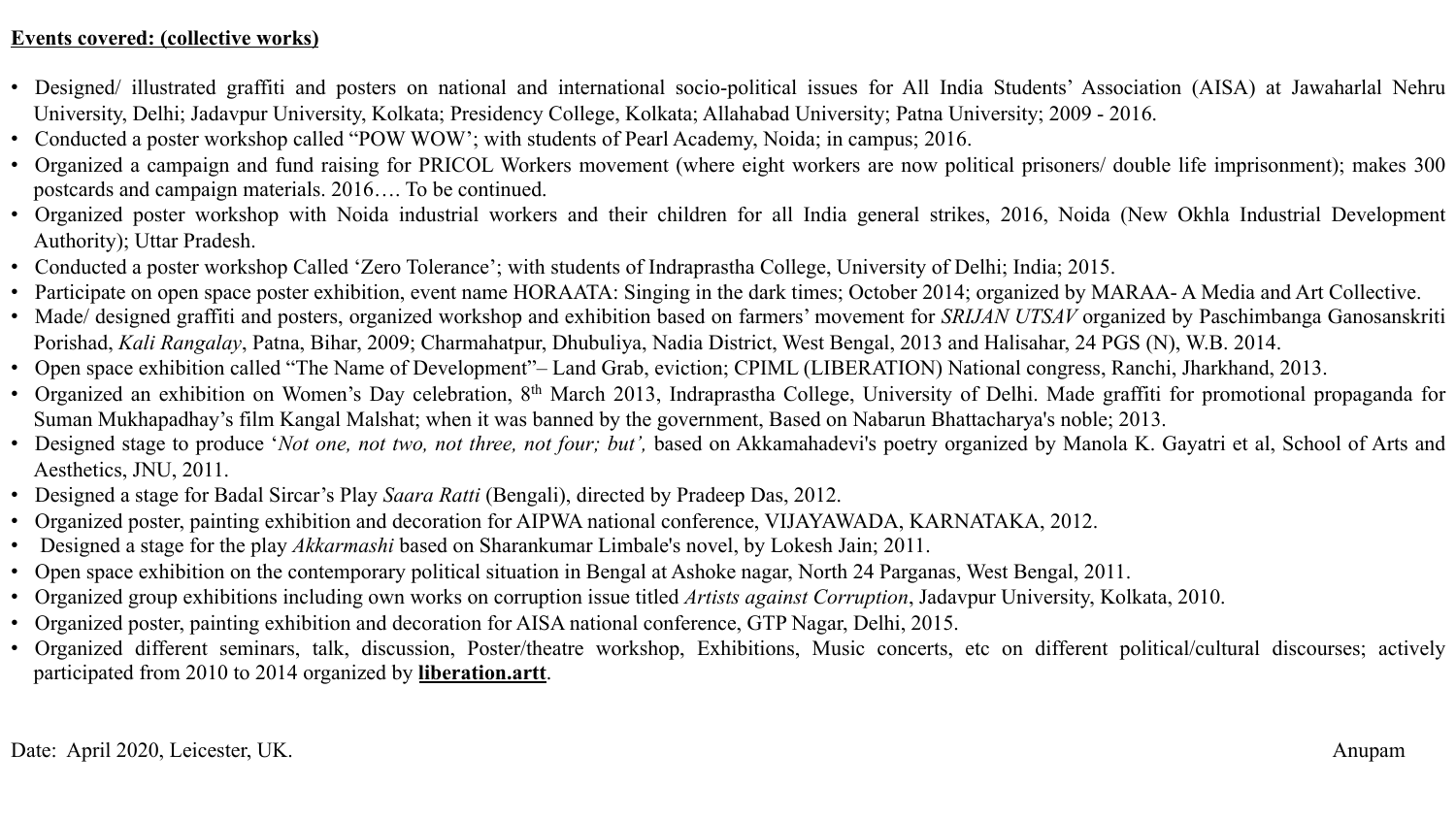**Events covered: (collective works)**

- Designed/ illustrated graffiti and posters on national and international socio-political issues for All India Students' Association (AISA) at Jawaharlal Nehru University, Delhi; Jadavpur University, Kolkata; Presidency College, Kolkata; Allahabad University; Patna University; 2009 - 2016.
- Conducted a poster workshop called "POW WOW"; with students of Pearl Academy, Noida; in campus; 2016.
- Organized a campaign and fund raising for PRICOL Workers movement (where eight workers are now political prisoners/ double life imprisonment); makes 300 postcards and campaign materials. 2016…. To be continued.
- Organized poster workshop with Noida industrial workers and their children for all India general strikes, 2016, Noida (New Okhla Industrial Development Authority); Uttar Pradesh.
- Conducted a poster workshop Called 'Zero Tolerance'; with students of Indraprastha College, University of Delhi; India; 2015.
- Participate on open space poster exhibition, event name HORAATA: Singing in the dark times; October 2014; organized by MARAA- A Media and Art Collective.
- Made/ designed graffiti and posters, organized workshop and exhibition based on farmers' movement for *SRIJAN UTSAV* organized by Paschimbanga Ganosanskriti Porishad, *Kali Rangalay*, Patna, Bihar, 2009; Charmahatpur, Dhubuliya, Nadia District, West Bengal, 2013 and Halisahar, 24 PGS (N), W.B. 2014.
- Open space exhibition called "The Name of Development"– Land Grab, eviction; CPIML (LIBERATION) National congress, Ranchi, Jharkhand, 2013.
- Organized an exhibition on Women's Day celebration, 8th March 2013, Indraprastha College, University of Delhi. Made graffiti for promotional propaganda for Suman Mukhapadhay's film Kangal Malshat; when it was banned by the government, Based on Nabarun Bhattacharya's noble; 2013.
- Designed stage to produce '*Not one, not two, not three, not four; but',* based on Akkamahadevi's poetry organized by Manola K. Gayatri et al, School of Arts and Aesthetics, JNU, 2011.
- Designed a stage for Badal Sircar's Play *Saara Ratti* (Bengali), directed by Pradeep Das, 2012.
- Organized poster, painting exhibition and decoration for AIPWA national conference, VIJAYAWADA, KARNATAKA, 2012.
- Designed a stage for the play *Akkarmashi* based on Sharankumar Limbale's novel, by Lokesh Jain; 2011.
- Open space exhibition on the contemporary political situation in Bengal at Ashoke nagar, North 24 Parganas, West Bengal, 2011.
- Organized group exhibitions including own works on corruption issue titled *Artists against Corruption*, Jadavpur University, Kolkata, 2010.
- Organized poster, painting exhibition and decoration for AISA national conference, GTP Nagar, Delhi, 2015.
- Organized different seminars, talk, discussion, Poster/theatre workshop, Exhibitions, Music concerts, etc on different political/cultural discourses; actively participated from 2010 to 2014 organized by **liberation.artt**.

Date: April 2020, Leicester, UK.

Anupam